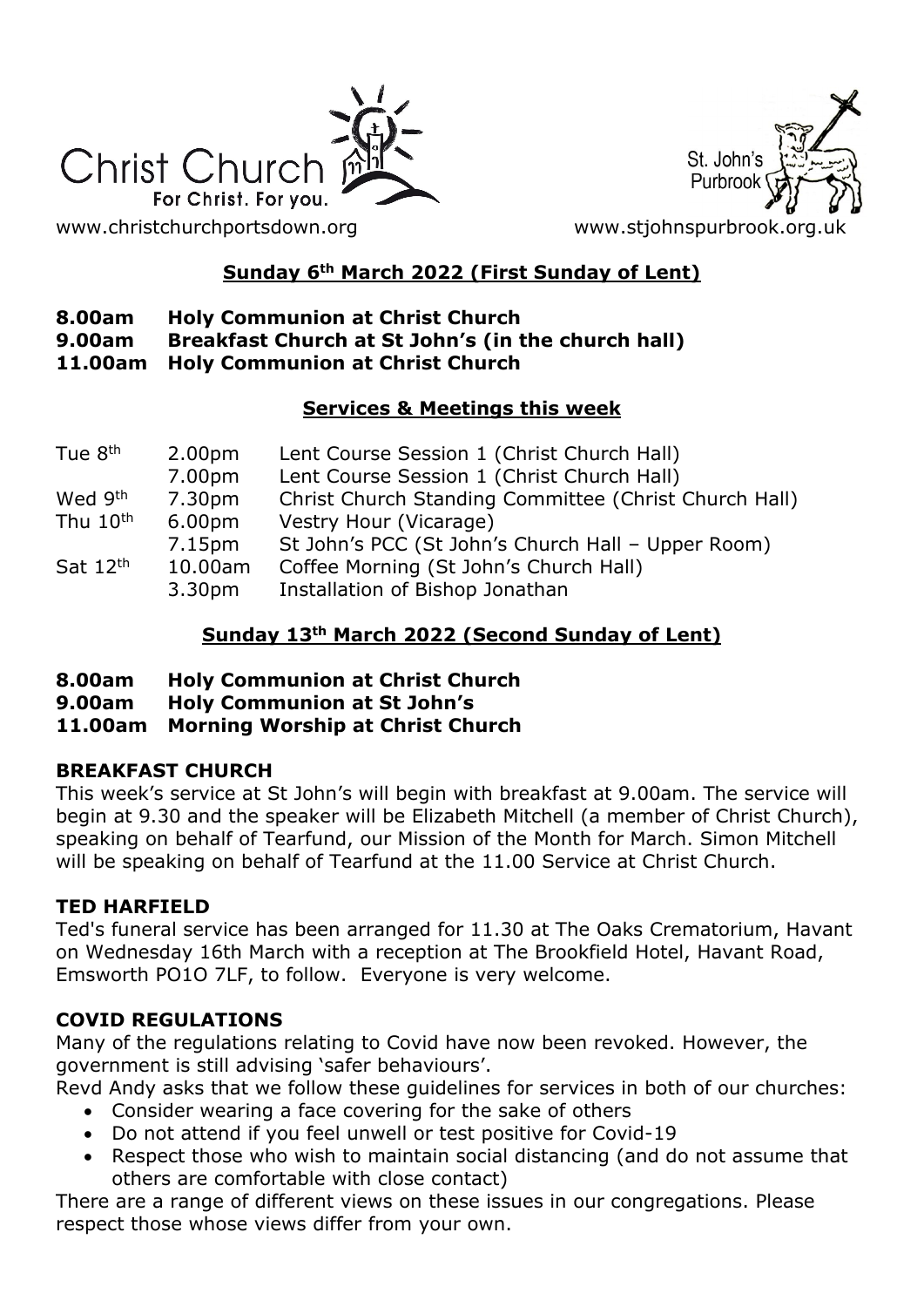Christ Church
For Christ. For you.

St. John's Purbrook

www.christchurchportsdown.org www.stjohnspurbrook.org.uk

## Sunday 6th March 2022 (First Sunday of Lent)

**8.00am Holy Communion at Christ Church**
**9.00am Breakfast Church at St John's (in the church hall)**
**11.00am Holy Communion at Christ Church**

## Services & Meetings this week

| | | |
|---|---|---|
| Tue 8th | 2.00pm | Lent Course Session 1 (Christ Church Hall) |
| | 7.00pm | Lent Course Session 1 (Christ Church Hall) |
| Wed 9th | 7.30pm | Christ Church Standing Committee (Christ Church Hall) |
| Thu 10th | 6.00pm | Vestry Hour (Vicarage) |
| | 7.15pm | St John's PCC (St John's Church Hall – Upper Room) |
| Sat 12th | 10.00am | Coffee Morning (St John's Church Hall) |
| | 3.30pm | Installation of Bishop Jonathan |

## Sunday 13th March 2022 (Second Sunday of Lent)

**8.00am Holy Communion at Christ Church**
**9.00am Holy Communion at St John's**
**11.00am Morning Worship at Christ Church**

### BREAKFAST CHURCH

This week's service at St John's will begin with breakfast at 9.00am. The service will begin at 9.30 and the speaker will be Elizabeth Mitchell (a member of Christ Church), speaking on behalf of Tearfund, our Mission of the Month for March. Simon Mitchell will be speaking on behalf of Tearfund at the 11.00 Service at Christ Church.

### TED HARFIELD

Ted's funeral service has been arranged for 11.30 at The Oaks Crematorium, Havant on Wednesday 16th March with a reception at The Brookfield Hotel, Havant Road, Emsworth PO1O 7LF, to follow. Everyone is very welcome.

### COVID REGULATIONS

Many of the regulations relating to Covid have now been revoked. However, the government is still advising 'safer behaviours'.
Revd Andy asks that we follow these guidelines for services in both of our churches:

- Consider wearing a face covering for the sake of others
- Do not attend if you feel unwell or test positive for Covid-19
- Respect those who wish to maintain social distancing (and do not assume that others are comfortable with close contact)

There are a range of different views on these issues in our congregations. Please respect those whose views differ from your own.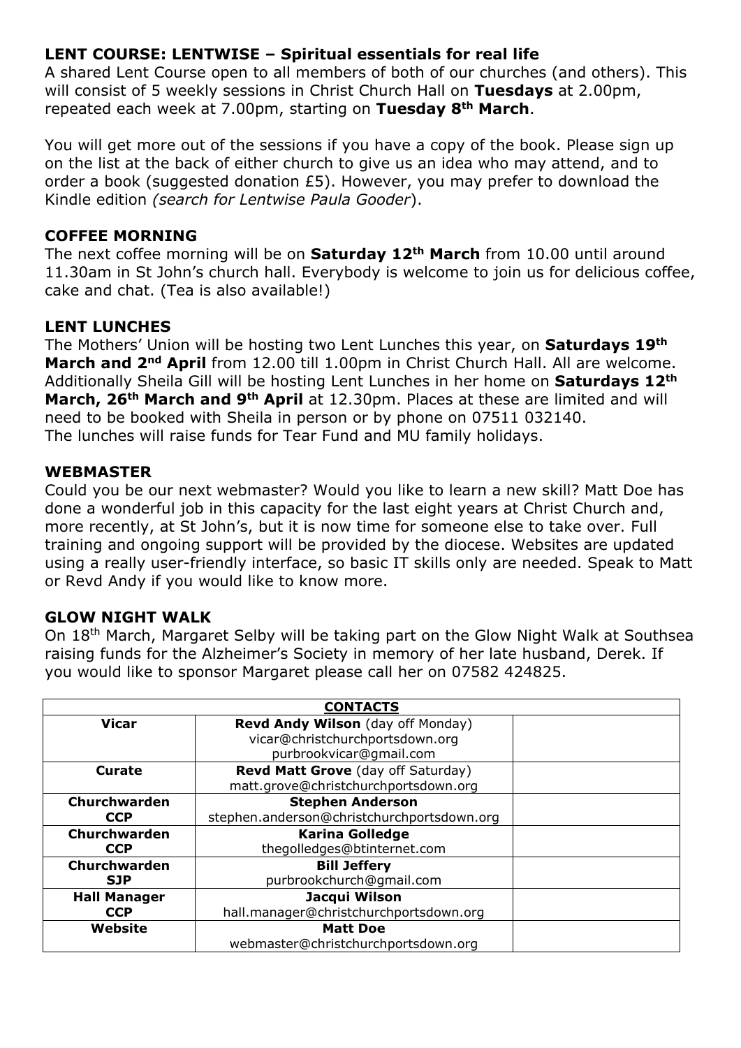## LENT COURSE: LENTWISE – Spiritual essentials for real life

A shared Lent Course open to all members of both of our churches (and others). This will consist of 5 weekly sessions in Christ Church Hall on **Tuesdays** at 2.00pm, repeated each week at 7.00pm, starting on **Tuesday 8th March**.

You will get more out of the sessions if you have a copy of the book. Please sign up on the list at the back of either church to give us an idea who may attend, and to order a book (suggested donation £5). However, you may prefer to download the Kindle edition *(search for Lentwise Paula Gooder*).

## COFFEE MORNING

The next coffee morning will be on **Saturday 12th March** from 10.00 until around 11.30am in St John's church hall. Everybody is welcome to join us for delicious coffee, cake and chat. (Tea is also available!)

## LENT LUNCHES

The Mothers' Union will be hosting two Lent Lunches this year, on **Saturdays 19th March and 2nd April** from 12.00 till 1.00pm in Christ Church Hall. All are welcome. Additionally Sheila Gill will be hosting Lent Lunches in her home on **Saturdays 12th March, 26th March and 9th April** at 12.30pm. Places at these are limited and will need to be booked with Sheila in person or by phone on 07511 032140.
The lunches will raise funds for Tear Fund and MU family holidays.

## WEBMASTER

Could you be our next webmaster? Would you like to learn a new skill? Matt Doe has done a wonderful job in this capacity for the last eight years at Christ Church and, more recently, at St John's, but it is now time for someone else to take over. Full training and ongoing support will be provided by the diocese. Websites are updated using a really user-friendly interface, so basic IT skills only are needed. Speak to Matt or Revd Andy if you would like to know more.

## GLOW NIGHT WALK

On 18th March, Margaret Selby will be taking part on the Glow Night Walk at Southsea raising funds for the Alzheimer's Society in memory of her late husband, Derek. If you would like to sponsor Margaret please call her on 07582 424825.

| **CONTACTS** | | |
|---|---|---|
| **Vicar** | **Revd Andy Wilson** (day off Monday)<br>vicar@christchurchportsdown.org<br>purbrookvicar@gmail.com | |
| **Curate** | **Revd Matt Grove** (day off Saturday)<br>matt.grove@christchurchportsdown.org | |
| **Churchwarden CCP** | **Stephen Anderson**<br>stephen.anderson@christchurchportsdown.org | |
| **Churchwarden CCP** | **Karina Golledge**<br>thegolledges@btinternet.com | |
| **Churchwarden SJP** | **Bill Jeffery**<br>purbrookchurch@gmail.com | |
| **Hall Manager CCP** | **Jacqui Wilson**<br>hall.manager@christchurchportsdown.org | |
| **Website** | **Matt Doe**<br>webmaster@christchurchportsdown.org | |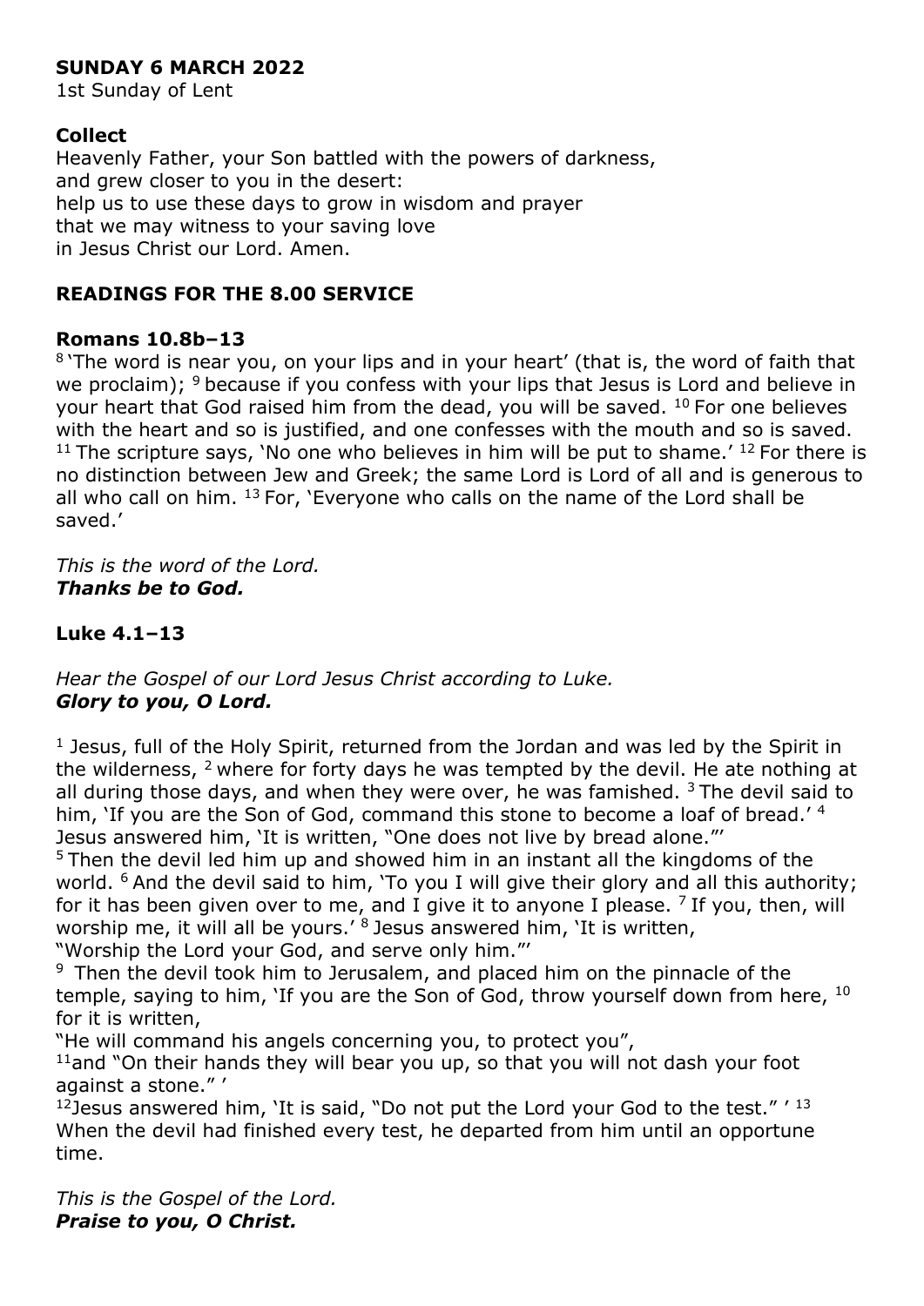**SUNDAY 6 MARCH 2022**
1st Sunday of Lent

**Collect**
Heavenly Father, your Son battled with the powers of darkness,
and grew closer to you in the desert:
help us to use these days to grow in wisdom and prayer
that we may witness to your saving love
in Jesus Christ our Lord. Amen.

**READINGS FOR THE 8.00 SERVICE**

**Romans 10.8b–13**
[8] 'The word is near you, on your lips and in your heart' (that is, the word of faith that we proclaim); [9] because if you confess with your lips that Jesus is Lord and believe in your heart that God raised him from the dead, you will be saved. [10] For one believes with the heart and so is justified, and one confesses with the mouth and so is saved. [11] The scripture says, 'No one who believes in him will be put to shame.' [12] For there is no distinction between Jew and Greek; the same Lord is Lord of all and is generous to all who call on him. [13] For, 'Everyone who calls on the name of the Lord shall be saved.'

*This is the word of the Lord.*
***Thanks be to God.***

**Luke 4.1–13**

*Hear the Gospel of our Lord Jesus Christ according to Luke.*
***Glory to you, O Lord.***

[1] Jesus, full of the Holy Spirit, returned from the Jordan and was led by the Spirit in the wilderness, [2] where for forty days he was tempted by the devil. He ate nothing at all during those days, and when they were over, he was famished. [3] The devil said to him, 'If you are the Son of God, command this stone to become a loaf of bread.' [4] Jesus answered him, 'It is written, "One does not live by bread alone."'
[5] Then the devil led him up and showed him in an instant all the kingdoms of the world. [6] And the devil said to him, 'To you I will give their glory and all this authority; for it has been given over to me, and I give it to anyone I please. [7] If you, then, will worship me, it will all be yours.' [8] Jesus answered him, 'It is written,
"Worship the Lord your God, and serve only him."'
[9] Then the devil took him to Jerusalem, and placed him on the pinnacle of the temple, saying to him, 'If you are the Son of God, throw yourself down from here, [10] for it is written,
"He will command his angels concerning you, to protect you",
[11] and "On their hands they will bear you up, so that you will not dash your foot against a stone." '
[12] Jesus answered him, 'It is said, "Do not put the Lord your God to the test." ' [13] When the devil had finished every test, he departed from him until an opportune time.

*This is the Gospel of the Lord.*
***Praise to you, O Christ.***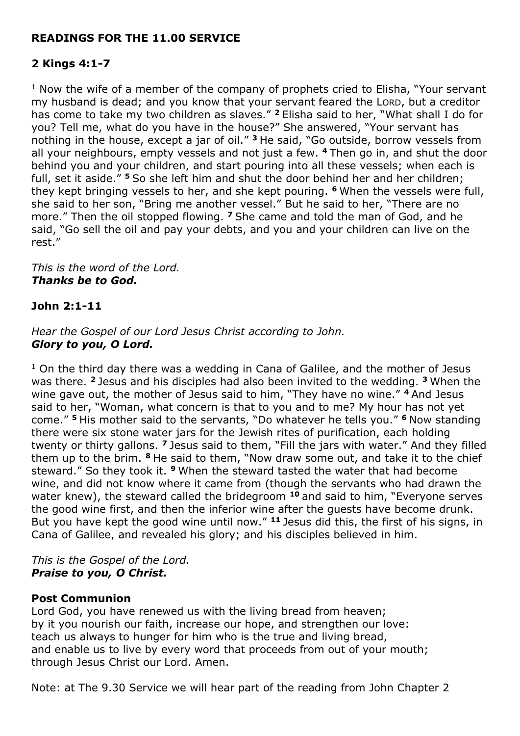**READINGS FOR THE 11.00 SERVICE**

**2 Kings 4:1-7**

[1] Now the wife of a member of the company of prophets cried to Elisha, "Your servant my husband is dead; and you know that your servant feared the LORD, but a creditor has come to take my two children as slaves." **2** Elisha said to her, "What shall I do for you? Tell me, what do you have in the house?" She answered, "Your servant has nothing in the house, except a jar of oil." **3** He said, "Go outside, borrow vessels from all your neighbours, empty vessels and not just a few. **4** Then go in, and shut the door behind you and your children, and start pouring into all these vessels; when each is full, set it aside." **5** So she left him and shut the door behind her and her children; they kept bringing vessels to her, and she kept pouring. **6** When the vessels were full, she said to her son, "Bring me another vessel." But he said to her, "There are no more." Then the oil stopped flowing. **7** She came and told the man of God, and he said, "Go sell the oil and pay your debts, and you and your children can live on the rest."

*This is the word of the Lord.*
***Thanks be to God.***

**John 2:1-11**

*Hear the Gospel of our Lord Jesus Christ according to John.*
***Glory to you, O Lord.***

[1] On the third day there was a wedding in Cana of Galilee, and the mother of Jesus was there. **2** Jesus and his disciples had also been invited to the wedding. **3** When the wine gave out, the mother of Jesus said to him, "They have no wine." **4** And Jesus said to her, "Woman, what concern is that to you and to me? My hour has not yet come." **5** His mother said to the servants, "Do whatever he tells you." **6** Now standing there were six stone water jars for the Jewish rites of purification, each holding twenty or thirty gallons. **7** Jesus said to them, "Fill the jars with water." And they filled them up to the brim. **8** He said to them, "Now draw some out, and take it to the chief steward." So they took it. **9** When the steward tasted the water that had become wine, and did not know where it came from (though the servants who had drawn the water knew), the steward called the bridegroom **10** and said to him, "Everyone serves the good wine first, and then the inferior wine after the guests have become drunk. But you have kept the good wine until now." **11** Jesus did this, the first of his signs, in Cana of Galilee, and revealed his glory; and his disciples believed in him.

*This is the Gospel of the Lord.*
***Praise to you, O Christ.***

**Post Communion**
Lord God, you have renewed us with the living bread from heaven;
by it you nourish our faith, increase our hope, and strengthen our love:
teach us always to hunger for him who is the true and living bread,
and enable us to live by every word that proceeds from out of your mouth;
through Jesus Christ our Lord. Amen.

Note: at The 9.30 Service we will hear part of the reading from John Chapter 2